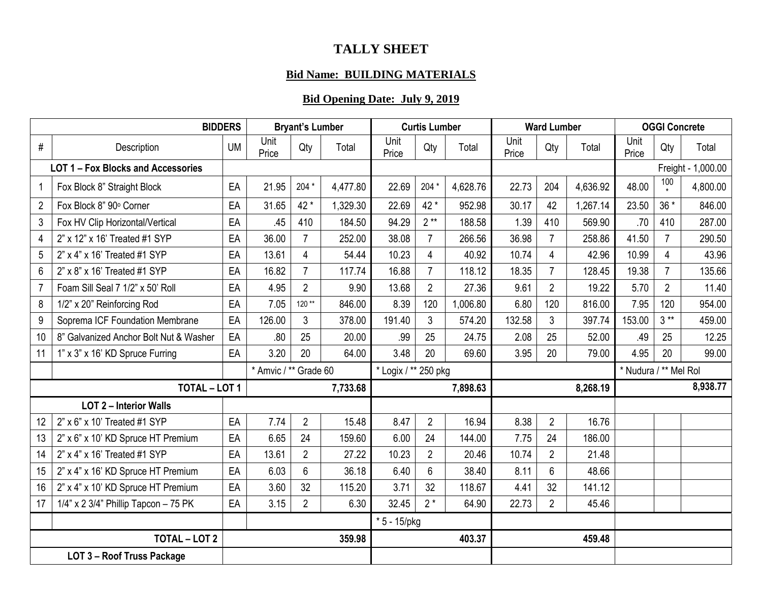# TALLY SHEET

## Bid Name: BUILDING MATERIALS

## Bid Opening Date: July 9, 2019

| | BIDDERS | | Bryant's Lumber | | | Curtis Lumber | | | Ward Lumber | | | OGGI Concrete | | |
|---|---|---|---|---|---|---|---|---|---|---|---|---|---|---|
| # | Description | UM | Unit Price | Qty | Total | Unit Price | Qty | Total | Unit Price | Qty | Total | Unit Price | Qty | Total |
| | **LOT 1 – Fox Blocks and Accessories** | | | | | | | | | | | Freight - 1,000.00 | | |
| 1 | Fox Block 8" Straight Block | EA | 21.95 | 204 * | 4,477.80 | 22.69 | 204 * | 4,628.76 | 22.73 | 204 | 4,636.92 | 48.00 | 100 * | 4,800.00 |
| 2 | Fox Block 8" 90º Corner | EA | 31.65 | 42 * | 1,329.30 | 22.69 | 42 * | 952.98 | 30.17 | 42 | 1,267.14 | 23.50 | 36 * | 846.00 |
| 3 | Fox HV Clip Horizontal/Vertical | EA | .45 | 410 | 184.50 | 94.29 | 2 ** | 188.58 | 1.39 | 410 | 569.90 | .70 | 410 | 287.00 |
| 4 | 2" x 12" x 16' Treated #1 SYP | EA | 36.00 | 7 | 252.00 | 38.08 | 7 | 266.56 | 36.98 | 7 | 258.86 | 41.50 | 7 | 290.50 |
| 5 | 2" x 4" x 16' Treated #1 SYP | EA | 13.61 | 4 | 54.44 | 10.23 | 4 | 40.92 | 10.74 | 4 | 42.96 | 10.99 | 4 | 43.96 |
| 6 | 2" x 8" x 16' Treated #1 SYP | EA | 16.82 | 7 | 117.74 | 16.88 | 7 | 118.12 | 18.35 | 7 | 128.45 | 19.38 | 7 | 135.66 |
| 7 | Foam Sill Seal 7 1/2" x 50' Roll | EA | 4.95 | 2 | 9.90 | 13.68 | 2 | 27.36 | 9.61 | 2 | 19.22 | 5.70 | 2 | 11.40 |
| 8 | 1/2" x 20" Reinforcing Rod | EA | 7.05 | 120 ** | 846.00 | 8.39 | 120 | 1,006.80 | 6.80 | 120 | 816.00 | 7.95 | 120 | 954.00 |
| 9 | Soprema ICF Foundation Membrane | EA | 126.00 | 3 | 378.00 | 191.40 | 3 | 574.20 | 132.58 | 3 | 397.74 | 153.00 | 3 ** | 459.00 |
| 10 | 8" Galvanized Anchor Bolt Nut & Washer | EA | .80 | 25 | 20.00 | .99 | 25 | 24.75 | 2.08 | 25 | 52.00 | .49 | 25 | 12.25 |
| 11 | 1" x 3" x 16' KD Spruce Furring | EA | 3.20 | 20 | 64.00 | 3.48 | 20 | 69.60 | 3.95 | 20 | 79.00 | 4.95 | 20 | 99.00 |
| | | | * Amvic / ** Grade 60 | | | * Logix / ** 250 pkg | | | | | | * Nudura / ** Mel Rol | | |
| | **TOTAL – LOT 1** | | | | **7,733.68** | | | **7,898.63** | | | **8,268.19** | | | **8,938.77** |
| | **LOT 2 – Interior Walls** | | | | | | | | | | | | | |
| 12 | 2" x 6" x 10' Treated #1 SYP | EA | 7.74 | 2 | 15.48 | 8.47 | 2 | 16.94 | 8.38 | 2 | 16.76 | | | |
| 13 | 2" x 6" x 10' KD Spruce HT Premium | EA | 6.65 | 24 | 159.60 | 6.00 | 24 | 144.00 | 7.75 | 24 | 186.00 | | | |
| 14 | 2" x 4" x 16' Treated #1 SYP | EA | 13.61 | 2 | 27.22 | 10.23 | 2 | 20.46 | 10.74 | 2 | 21.48 | | | |
| 15 | 2" x 4" x 16' KD Spruce HT Premium | EA | 6.03 | 6 | 36.18 | 6.40 | 6 | 38.40 | 8.11 | 6 | 48.66 | | | |
| 16 | 2" x 4" x 10' KD Spruce HT Premium | EA | 3.60 | 32 | 115.20 | 3.71 | 32 | 118.67 | 4.41 | 32 | 141.12 | | | |
| 17 | 1/4" x 2 3/4" Phillip Tapcon – 75 PK | EA | 3.15 | 2 | 6.30 | 32.45 | 2 * | 64.90 | 22.73 | 2 | 45.46 | | | |
| | | | | | | * 5 - 15/pkg | | | | | | | | |
| | **TOTAL – LOT 2** | | | | **359.98** | | | **403.37** | | | **459.48** | | | |
| | **LOT 3 – Roof Truss Package** | | | | | | | | | | | | | |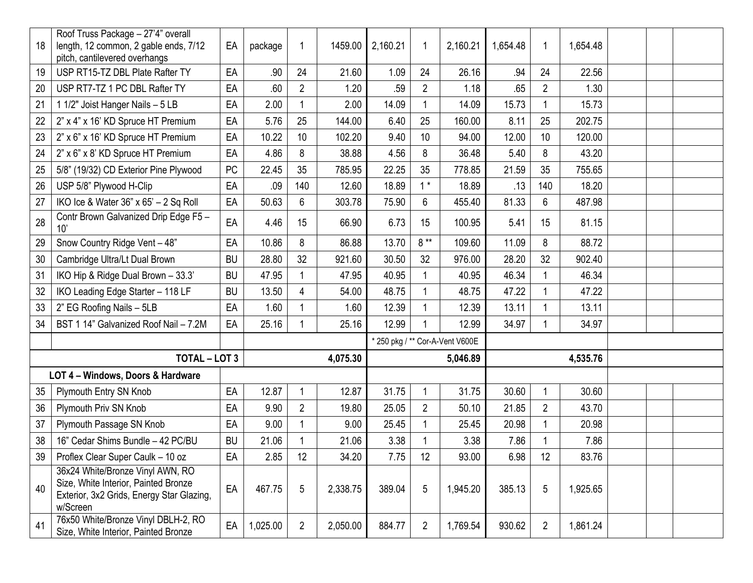| | | | | | | | | | | | | | | |
|---|---|---|---|---|---|---|---|---|---|---|---|---|---|---|
| 18 | Roof Truss Package – 27'4" overall length, 12 common, 2 gable ends, 7/12 pitch, cantilevered overhangs | EA | package | 1 | 1459.00 | 2,160.21 | 1 | 2,160.21 | 1,654.48 | 1 | 1,654.48 | | | |
| 19 | USP RT15-TZ DBL Plate Rafter TY | EA | .90 | 24 | 21.60 | 1.09 | 24 | 26.16 | .94 | 24 | 22.56 | | | |
| 20 | USP RT7-TZ 1 PC DBL Rafter TY | EA | .60 | 2 | 1.20 | .59 | 2 | 1.18 | .65 | 2 | 1.30 | | | |
| 21 | 1 1/2" Joist Hanger Nails – 5 LB | EA | 2.00 | 1 | 2.00 | 14.09 | 1 | 14.09 | 15.73 | 1 | 15.73 | | | |
| 22 | 2" x 4" x 16' KD Spruce HT Premium | EA | 5.76 | 25 | 144.00 | 6.40 | 25 | 160.00 | 8.11 | 25 | 202.75 | | | |
| 23 | 2" x 6" x 16' KD Spruce HT Premium | EA | 10.22 | 10 | 102.20 | 9.40 | 10 | 94.00 | 12.00 | 10 | 120.00 | | | |
| 24 | 2" x 6" x 8' KD Spruce HT Premium | EA | 4.86 | 8 | 38.88 | 4.56 | 8 | 36.48 | 5.40 | 8 | 43.20 | | | |
| 25 | 5/8" (19/32) CD Exterior Pine Plywood | PC | 22.45 | 35 | 785.95 | 22.25 | 35 | 778.85 | 21.59 | 35 | 755.65 | | | |
| 26 | USP 5/8" Plywood H-Clip | EA | .09 | 140 | 12.60 | 18.89 | 1 * | 18.89 | .13 | 140 | 18.20 | | | |
| 27 | IKO Ice & Water 36" x 65' – 2 Sq Roll | EA | 50.63 | 6 | 303.78 | 75.90 | 6 | 455.40 | 81.33 | 6 | 487.98 | | | |
| 28 | Contr Brown Galvanized Drip Edge F5 – 10' | EA | 4.46 | 15 | 66.90 | 6.73 | 15 | 100.95 | 5.41 | 15 | 81.15 | | | |
| 29 | Snow Country Ridge Vent – 48" | EA | 10.86 | 8 | 86.88 | 13.70 | 8 ** | 109.60 | 11.09 | 8 | 88.72 | | | |
| 30 | Cambridge Ultra/Lt Dual Brown | BU | 28.80 | 32 | 921.60 | 30.50 | 32 | 976.00 | 28.20 | 32 | 902.40 | | | |
| 31 | IKO Hip & Ridge Dual Brown – 33.3' | BU | 47.95 | 1 | 47.95 | 40.95 | 1 | 40.95 | 46.34 | 1 | 46.34 | | | |
| 32 | IKO Leading Edge Starter – 118 LF | BU | 13.50 | 4 | 54.00 | 48.75 | 1 | 48.75 | 47.22 | 1 | 47.22 | | | |
| 33 | 2" EG Roofing Nails – 5LB | EA | 1.60 | 1 | 1.60 | 12.39 | 1 | 12.39 | 13.11 | 1 | 13.11 | | | |
| 34 | BST 1 14" Galvanized Roof Nail – 7.2M | EA | 25.16 | 1 | 25.16 | 12.99 | 1 | 12.99 | 34.97 | 1 | 34.97 | | | |
| | | | | | | * 250 pkg / ** Cor-A-Vent V600E | | | | | | | | |
| **TOTAL – LOT 3** | | | | | **4,075.30** | | | **5,046.89** | | | **4,535.76** | | | |
| **LOT 4 – Windows, Doors & Hardware** | | | | | | | | | | | | | | |
| 35 | Plymouth Entry SN Knob | EA | 12.87 | 1 | 12.87 | 31.75 | 1 | 31.75 | 30.60 | 1 | 30.60 | | | |
| 36 | Plymouth Priv SN Knob | EA | 9.90 | 2 | 19.80 | 25.05 | 2 | 50.10 | 21.85 | 2 | 43.70 | | | |
| 37 | Plymouth Passage SN Knob | EA | 9.00 | 1 | 9.00 | 25.45 | 1 | 25.45 | 20.98 | 1 | 20.98 | | | |
| 38 | 16" Cedar Shims Bundle – 42 PC/BU | BU | 21.06 | 1 | 21.06 | 3.38 | 1 | 3.38 | 7.86 | 1 | 7.86 | | | |
| 39 | Proflex Clear Super Caulk – 10 oz | EA | 2.85 | 12 | 34.20 | 7.75 | 12 | 93.00 | 6.98 | 12 | 83.76 | | | |
| 40 | 36x24 White/Bronze Vinyl AWN, RO Size, White Interior, Painted Bronze Exterior, 3x2 Grids, Energy Star Glazing, w/Screen | EA | 467.75 | 5 | 2,338.75 | 389.04 | 5 | 1,945.20 | 385.13 | 5 | 1,925.65 | | | |
| 41 | 76x50 White/Bronze Vinyl DBLH-2, RO Size, White Interior, Painted Bronze | EA | 1,025.00 | 2 | 2,050.00 | 884.77 | 2 | 1,769.54 | 930.62 | 2 | 1,861.24 | | | |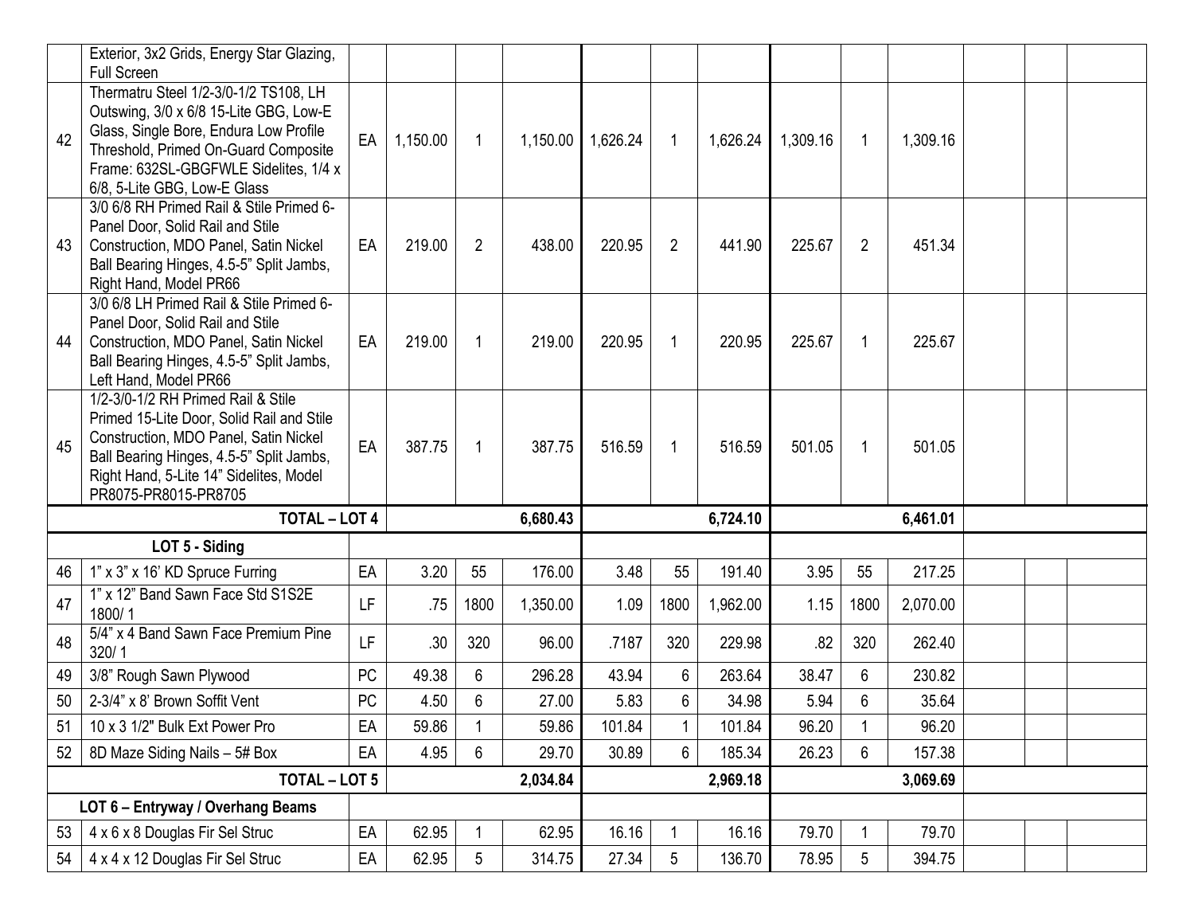| | | | | | | | | | | | | | | |
|---|---|---|---|---|---|---|---|---|---|---|---|---|---|---|
| | Exterior, 3x2 Grids, Energy Star Glazing, Full Screen | | | | | | | | | | | | | |
| 42 | Thermatru Steel 1/2-3/0-1/2 TS108, LH Outswing, 3/0 x 6/8 15-Lite GBG, Low-E Glass, Single Bore, Endura Low Profile Threshold, Primed On-Guard Composite Frame: 632SL-GBGFWLE Sidelites, 1/4 x 6/8, 5-Lite GBG, Low-E Glass | EA | 1,150.00 | 1 | 1,150.00 | 1,626.24 | 1 | 1,626.24 | 1,309.16 | 1 | 1,309.16 | | | |
| 43 | 3/0 6/8 RH Primed Rail & Stile Primed 6-Panel Door, Solid Rail and Stile Construction, MDO Panel, Satin Nickel Ball Bearing Hinges, 4.5-5" Split Jambs, Right Hand, Model PR66 | EA | 219.00 | 2 | 438.00 | 220.95 | 2 | 441.90 | 225.67 | 2 | 451.34 | | | |
| 44 | 3/0 6/8 LH Primed Rail & Stile Primed 6-Panel Door, Solid Rail and Stile Construction, MDO Panel, Satin Nickel Ball Bearing Hinges, 4.5-5" Split Jambs, Left Hand, Model PR66 | EA | 219.00 | 1 | 219.00 | 220.95 | 1 | 220.95 | 225.67 | 1 | 225.67 | | | |
| 45 | 1/2-3/0-1/2 RH Primed Rail & Stile Primed 15-Lite Door, Solid Rail and Stile Construction, MDO Panel, Satin Nickel Ball Bearing Hinges, 4.5-5" Split Jambs, Right Hand, 5-Lite 14" Sidelites, Model PR8075-PR8015-PR8705 | EA | 387.75 | 1 | 387.75 | 516.59 | 1 | 516.59 | 501.05 | 1 | 501.05 | | | |
| | **TOTAL – LOT 4** | | | | **6,680.43** | | | **6,724.10** | | | **6,461.01** | | | |
| | **LOT 5 - Siding** | | | | | | | | | | | | | |
| 46 | 1" x 3" x 16' KD Spruce Furring | EA | 3.20 | 55 | 176.00 | 3.48 | 55 | 191.40 | 3.95 | 55 | 217.25 | | | |
| 47 | 1" x 12" Band Sawn Face Std S1S2E 1800/ 1 | LF | .75 | 1800 | 1,350.00 | 1.09 | 1800 | 1,962.00 | 1.15 | 1800 | 2,070.00 | | | |
| 48 | 5/4" x 4 Band Sawn Face Premium Pine 320/ 1 | LF | .30 | 320 | 96.00 | .7187 | 320 | 229.98 | .82 | 320 | 262.40 | | | |
| 49 | 3/8" Rough Sawn Plywood | PC | 49.38 | 6 | 296.28 | 43.94 | 6 | 263.64 | 38.47 | 6 | 230.82 | | | |
| 50 | 2-3/4" x 8' Brown Soffit Vent | PC | 4.50 | 6 | 27.00 | 5.83 | 6 | 34.98 | 5.94 | 6 | 35.64 | | | |
| 51 | 10 x 3 1/2" Bulk Ext Power Pro | EA | 59.86 | 1 | 59.86 | 101.84 | 1 | 101.84 | 96.20 | 1 | 96.20 | | | |
| 52 | 8D Maze Siding Nails – 5# Box | EA | 4.95 | 6 | 29.70 | 30.89 | 6 | 185.34 | 26.23 | 6 | 157.38 | | | |
| | **TOTAL – LOT 5** | | | | **2,034.84** | | | **2,969.18** | | | **3,069.69** | | | |
| | **LOT 6 – Entryway / Overhang Beams** | | | | | | | | | | | | | |
| 53 | 4 x 6 x 8 Douglas Fir Sel Struc | EA | 62.95 | 1 | 62.95 | 16.16 | 1 | 16.16 | 79.70 | 1 | 79.70 | | | |
| 54 | 4 x 4 x 12 Douglas Fir Sel Struc | EA | 62.95 | 5 | 314.75 | 27.34 | 5 | 136.70 | 78.95 | 5 | 394.75 | | | |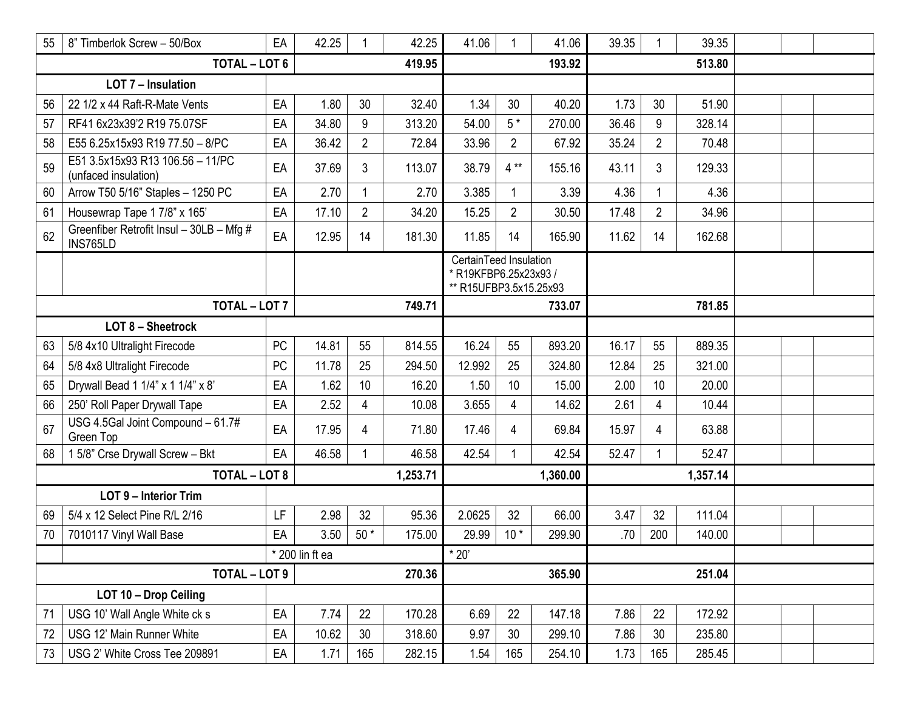| 55 | 8" Timberlok Screw – 50/Box | EA | 42.25 | 1 | 42.25 | 41.06 | 1 | 41.06 | 39.35 | 1 | 39.35 | | | |
|---|---|---|---|---|---|---|---|---|---|---|---|---|---|---|
| | **TOTAL – LOT 6** | | | | **419.95** | | | **193.92** | | | **513.80** | | | |
| | **LOT 7 – Insulation** | | | | | | | | | | | | | |
| 56 | 22 1/2 x 44 Raft-R-Mate Vents | EA | 1.80 | 30 | 32.40 | 1.34 | 30 | 40.20 | 1.73 | 30 | 51.90 | | | |
| 57 | RF41 6x23x39'2 R19 75.07SF | EA | 34.80 | 9 | 313.20 | 54.00 | 5 * | 270.00 | 36.46 | 9 | 328.14 | | | |
| 58 | E55 6.25x15x93 R19 77.50 – 8/PC | EA | 36.42 | 2 | 72.84 | 33.96 | 2 | 67.92 | 35.24 | 2 | 70.48 | | | |
| 59 | E51 3.5x15x93 R13 106.56 – 11/PC (unfaced insulation) | EA | 37.69 | 3 | 113.07 | 38.79 | 4 ** | 155.16 | 43.11 | 3 | 129.33 | | | |
| 60 | Arrow T50 5/16" Staples – 1250 PC | EA | 2.70 | 1 | 2.70 | 3.385 | 1 | 3.39 | 4.36 | 1 | 4.36 | | | |
| 61 | Housewrap Tape 1 7/8" x 165' | EA | 17.10 | 2 | 34.20 | 15.25 | 2 | 30.50 | 17.48 | 2 | 34.96 | | | |
| 62 | Greenfiber Retrofit Insul – 30LB – Mfg # INS765LD | EA | 12.95 | 14 | 181.30 | 11.85 | 14 | 165.90 | 11.62 | 14 | 162.68 | | | |
| | | | | | | CertainTeed Insulation * R19KFBP6.25x23x93 / ** R15UFBP3.5x15.25x93 | | | | | | | | |
| | **TOTAL – LOT 7** | | | | **749.71** | | | **733.07** | | | **781.85** | | | |
| | **LOT 8 – Sheetrock** | | | | | | | | | | | | | |
| 63 | 5/8 4x10 Ultralight Firecode | PC | 14.81 | 55 | 814.55 | 16.24 | 55 | 893.20 | 16.17 | 55 | 889.35 | | | |
| 64 | 5/8 4x8 Ultralight Firecode | PC | 11.78 | 25 | 294.50 | 12.992 | 25 | 324.80 | 12.84 | 25 | 321.00 | | | |
| 65 | Drywall Bead 1 1/4" x 1 1/4" x 8' | EA | 1.62 | 10 | 16.20 | 1.50 | 10 | 15.00 | 2.00 | 10 | 20.00 | | | |
| 66 | 250' Roll Paper Drywall Tape | EA | 2.52 | 4 | 10.08 | 3.655 | 4 | 14.62 | 2.61 | 4 | 10.44 | | | |
| 67 | USG 4.5Gal Joint Compound – 61.7# Green Top | EA | 17.95 | 4 | 71.80 | 17.46 | 4 | 69.84 | 15.97 | 4 | 63.88 | | | |
| 68 | 1 5/8" Crse Drywall Screw – Bkt | EA | 46.58 | 1 | 46.58 | 42.54 | 1 | 42.54 | 52.47 | 1 | 52.47 | | | |
| | **TOTAL – LOT 8** | | | | **1,253.71** | | | **1,360.00** | | | **1,357.14** | | | |
| | **LOT 9 – Interior Trim** | | | | | | | | | | | | | |
| 69 | 5/4 x 12 Select Pine R/L 2/16 | LF | 2.98 | 32 | 95.36 | 2.0625 | 32 | 66.00 | 3.47 | 32 | 111.04 | | | |
| 70 | 7010117 Vinyl Wall Base | EA | 3.50 | 50 * | 175.00 | 29.99 | 10 * | 299.90 | .70 | 200 | 140.00 | | | |
| | | * 200 lin ft ea | | | | * 20' | | | | | | | | |
| | **TOTAL – LOT 9** | | | | **270.36** | | | **365.90** | | | **251.04** | | | |
| | **LOT 10 – Drop Ceiling** | | | | | | | | | | | | | |
| 71 | USG 10' Wall Angle White ck s | EA | 7.74 | 22 | 170.28 | 6.69 | 22 | 147.18 | 7.86 | 22 | 172.92 | | | |
| 72 | USG 12' Main Runner White | EA | 10.62 | 30 | 318.60 | 9.97 | 30 | 299.10 | 7.86 | 30 | 235.80 | | | |
| 73 | USG 2' White Cross Tee 209891 | EA | 1.71 | 165 | 282.15 | 1.54 | 165 | 254.10 | 1.73 | 165 | 285.45 | | | |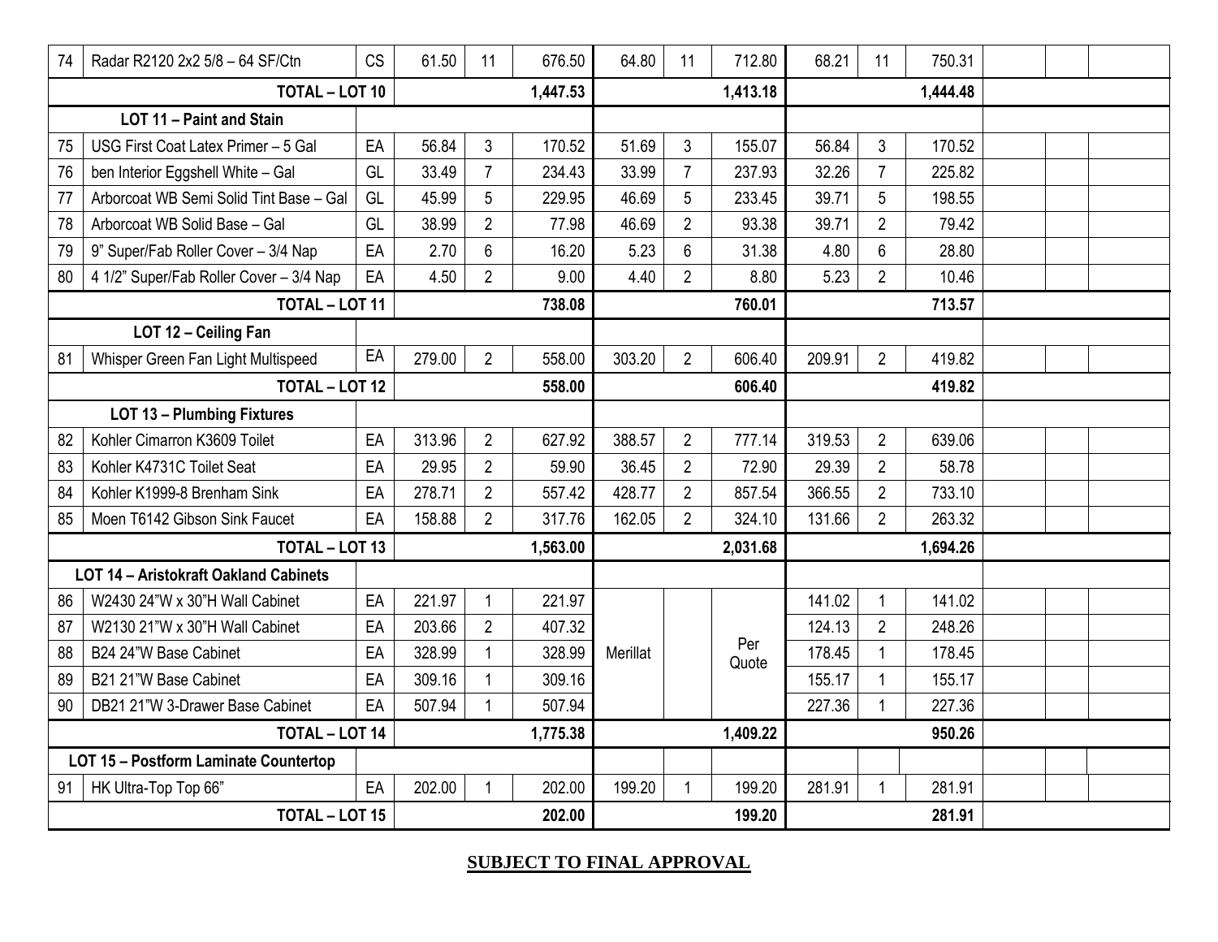| | | | | | | | | | | | | | | |
|---|---|---|---|---|---|---|---|---|---|---|---|---|---|---|
| 74 | Radar R2120 2x2 5/8 – 64 SF/Ctn | CS | 61.50 | 11 | 676.50 | 64.80 | 11 | 712.80 | 68.21 | 11 | 750.31 | | | |
| **TOTAL – LOT 10** | | | | | **1,447.53** | | | **1,413.18** | | | **1,444.48** | | | |
| **LOT 11 – Paint and Stain** | | | | | | | | | | | | | | |
| 75 | USG First Coat Latex Primer – 5 Gal | EA | 56.84 | 3 | 170.52 | 51.69 | 3 | 155.07 | 56.84 | 3 | 170.52 | | | |
| 76 | ben Interior Eggshell White – Gal | GL | 33.49 | 7 | 234.43 | 33.99 | 7 | 237.93 | 32.26 | 7 | 225.82 | | | |
| 77 | Arborcoat WB Semi Solid Tint Base – Gal | GL | 45.99 | 5 | 229.95 | 46.69 | 5 | 233.45 | 39.71 | 5 | 198.55 | | | |
| 78 | Arborcoat WB Solid Base – Gal | GL | 38.99 | 2 | 77.98 | 46.69 | 2 | 93.38 | 39.71 | 2 | 79.42 | | | |
| 79 | 9" Super/Fab Roller Cover – 3/4 Nap | EA | 2.70 | 6 | 16.20 | 5.23 | 6 | 31.38 | 4.80 | 6 | 28.80 | | | |
| 80 | 4 1/2" Super/Fab Roller Cover – 3/4 Nap | EA | 4.50 | 2 | 9.00 | 4.40 | 2 | 8.80 | 5.23 | 2 | 10.46 | | | |
| **TOTAL – LOT 11** | | | | | **738.08** | | | **760.01** | | | **713.57** | | | |
| **LOT 12 – Ceiling Fan** | | | | | | | | | | | | | | |
| 81 | Whisper Green Fan Light Multispeed | EA | 279.00 | 2 | 558.00 | 303.20 | 2 | 606.40 | 209.91 | 2 | 419.82 | | | |
| **TOTAL – LOT 12** | | | | | **558.00** | | | **606.40** | | | **419.82** | | | |
| **LOT 13 – Plumbing Fixtures** | | | | | | | | | | | | | | |
| 82 | Kohler Cimarron K3609 Toilet | EA | 313.96 | 2 | 627.92 | 388.57 | 2 | 777.14 | 319.53 | 2 | 639.06 | | | |
| 83 | Kohler K4731C Toilet Seat | EA | 29.95 | 2 | 59.90 | 36.45 | 2 | 72.90 | 29.39 | 2 | 58.78 | | | |
| 84 | Kohler K1999-8 Brenham Sink | EA | 278.71 | 2 | 557.42 | 428.77 | 2 | 857.54 | 366.55 | 2 | 733.10 | | | |
| 85 | Moen T6142 Gibson Sink Faucet | EA | 158.88 | 2 | 317.76 | 162.05 | 2 | 324.10 | 131.66 | 2 | 263.32 | | | |
| **TOTAL – LOT 13** | | | | | **1,563.00** | | | **2,031.68** | | | **1,694.26** | | | |
| **LOT 14 – Aristokraft Oakland Cabinets** | | | | | | | | | | | | | | |
| 86 | W2430 24"W x 30"H Wall Cabinet | EA | 221.97 | 1 | 221.97 | Merillat | | Per Quote | 141.02 | 1 | 141.02 | | | |
| 87 | W2130 21"W x 30"H Wall Cabinet | EA | 203.66 | 2 | 407.32 | | | | 124.13 | 2 | 248.26 | | | |
| 88 | B24 24"W Base Cabinet | EA | 328.99 | 1 | 328.99 | | | | 178.45 | 1 | 178.45 | | | |
| 89 | B21 21"W Base Cabinet | EA | 309.16 | 1 | 309.16 | | | | 155.17 | 1 | 155.17 | | | |
| 90 | DB21 21"W 3-Drawer Base Cabinet | EA | 507.94 | 1 | 507.94 | | | | 227.36 | 1 | 227.36 | | | |
| **TOTAL – LOT 14** | | | | | **1,775.38** | | | **1,409.22** | | | **950.26** | | | |
| **LOT 15 – Postform Laminate Countertop** | | | | | | | | | | | | | | |
| 91 | HK Ultra-Top Top 66" | EA | 202.00 | 1 | 202.00 | 199.20 | 1 | 199.20 | 281.91 | 1 | 281.91 | | | |
| **TOTAL – LOT 15** | | | | | **202.00** | | | **199.20** | | | **281.91** | | | |

**SUBJECT TO FINAL APPROVAL**